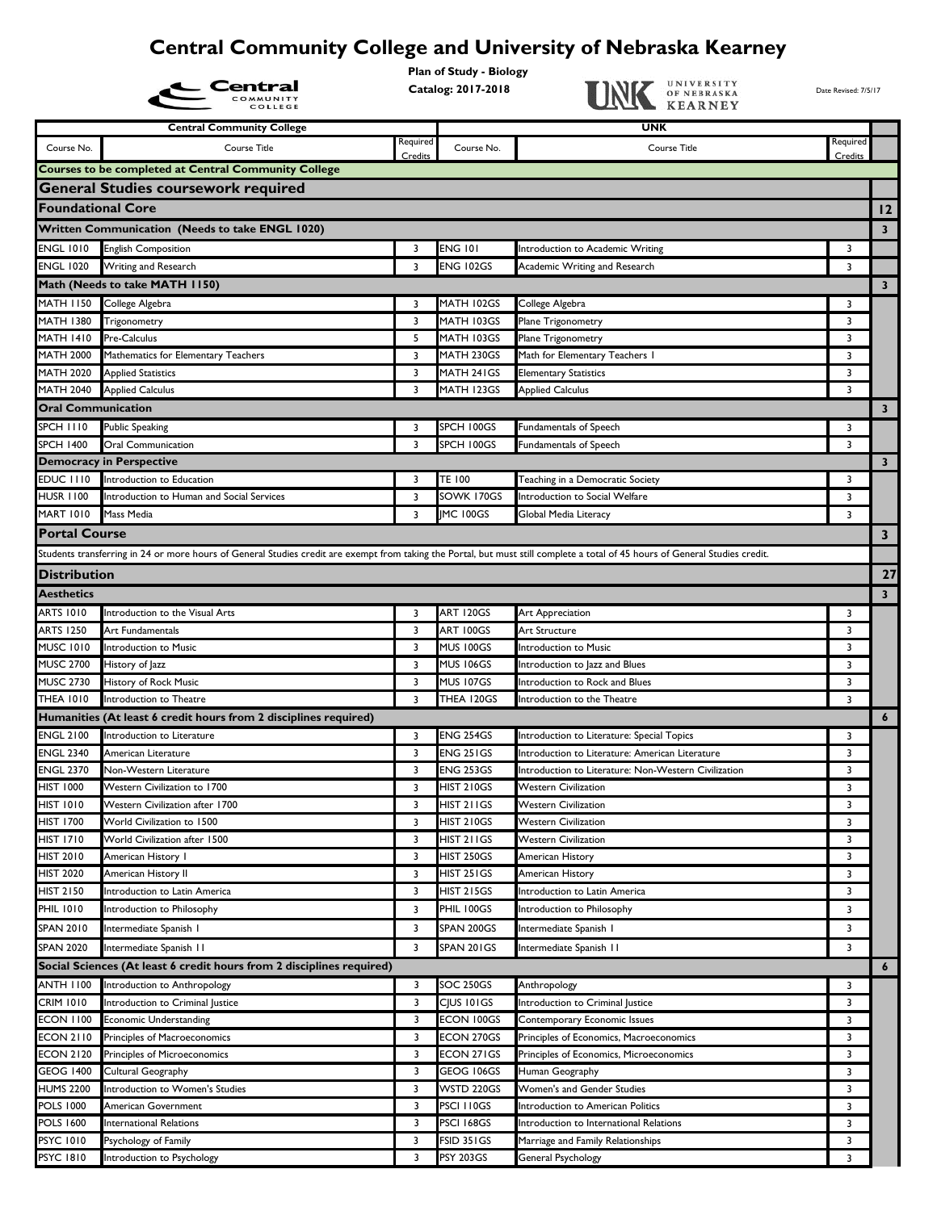# Central Community College and University of Nebraska Kearney

**Plan of Study - Biology**

**Catalog: 2017-2018**

Date Revised: 7/5/17

| Central Community College | | | UNK | | | |
|---|---|---|---|---|---|---|
| Course No. | Course Title | Required Credits | Course No. | Course Title | Required Credits | |
| **Courses to be completed at Central Community College** | | | | | | |
| **General Studies coursework required** | | | | | | |
| **Foundational Core** | | | | | | **12** |
| **Written Communication (Needs to take ENGL 1020)** | | | | | | **3** |
| ENGL 1010 | English Composition | 3 | ENG 101 | Introduction to Academic Writing | 3 | |
| ENGL 1020 | Writing and Research | 3 | ENG 102GS | Academic Writing and Research | 3 | |
| **Math (Needs to take MATH 1150)** | | | | | | **3** |
| MATH 1150 | College Algebra | 3 | MATH 102GS | College Algebra | 3 | |
| MATH 1380 | Trigonometry | 3 | MATH 103GS | Plane Trigonometry | 3 | |
| MATH 1410 | Pre-Calculus | 5 | MATH 103GS | Plane Trigonometry | 3 | |
| MATH 2000 | Mathematics for Elementary Teachers | 3 | MATH 230GS | Math for Elementary Teachers I | 3 | |
| MATH 2020 | Applied Statistics | 3 | MATH 241GS | Elementary Statistics | 3 | |
| MATH 2040 | Applied Calculus | 3 | MATH 123GS | Applied Calculus | 3 | |
| **Oral Communication** | | | | | | **3** |
| SPCH 1110 | Public Speaking | 3 | SPCH 100GS | Fundamentals of Speech | 3 | |
| SPCH 1400 | Oral Communication | 3 | SPCH 100GS | Fundamentals of Speech | 3 | |
| **Democracy in Perspective** | | | | | | **3** |
| EDUC 1110 | Introduction to Education | 3 | TE 100 | Teaching in a Democratic Society | 3 | |
| HUSR 1100 | Introduction to Human and Social Services | 3 | SOWK 170GS | Introduction to Social Welfare | 3 | |
| MART 1010 | Mass Media | 3 | JMC 100GS | Global Media Literacy | 3 | |
| **Portal Course** | | | | | | **3** |
| Students transferring in 24 or more hours of General Studies credit are exempt from taking the Portal, but must still complete a total of 45 hours of General Studies credit. | | | | | | |
| **Distribution** | | | | | | **27** |
| **Aesthetics** | | | | | | **3** |
| ARTS 1010 | Introduction to the Visual Arts | 3 | ART 120GS | Art Appreciation | 3 | |
| ARTS 1250 | Art Fundamentals | 3 | ART 100GS | Art Structure | 3 | |
| MUSC 1010 | Introduction to Music | 3 | MUS 100GS | Introduction to Music | 3 | |
| MUSC 2700 | History of Jazz | 3 | MUS 106GS | Introduction to Jazz and Blues | 3 | |
| MUSC 2730 | History of Rock Music | 3 | MUS 107GS | Introduction to Rock and Blues | 3 | |
| THEA 1010 | Introduction to Theatre | 3 | THEA 120GS | Introduction to the Theatre | 3 | |
| **Humanities (At least 6 credit hours from 2 disciplines required)** | | | | | | **6** |
| ENGL 2100 | Introduction to Literature | 3 | ENG 254GS | Introduction to Literature: Special Topics | 3 | |
| ENGL 2340 | American Literature | 3 | ENG 251GS | Introduction to Literature: American Literature | 3 | |
| ENGL 2370 | Non-Western Literature | 3 | ENG 253GS | Introduction to Literature: Non-Western Civilization | 3 | |
| HIST 1000 | Western Civilization to 1700 | 3 | HIST 210GS | Western Civilization | 3 | |
| HIST 1010 | Western Civilization after 1700 | 3 | HIST 211GS | Western Civilization | 3 | |
| HIST 1700 | World Civilization to 1500 | 3 | HIST 210GS | Western Civilization | 3 | |
| HIST 1710 | World Civilization after 1500 | 3 | HIST 211GS | Western Civilization | 3 | |
| HIST 2010 | American History I | 3 | HIST 250GS | American History | 3 | |
| HIST 2020 | American History II | 3 | HIST 251GS | American History | 3 | |
| HIST 2150 | Introduction to Latin America | 3 | HIST 215GS | Introduction to Latin America | 3 | |
| PHIL 1010 | Introduction to Philosophy | 3 | PHIL 100GS | Introduction to Philosophy | 3 | |
| SPAN 2010 | Intermediate Spanish I | 3 | SPAN 200GS | Intermediate Spanish I | 3 | |
| SPAN 2020 | Intermediate Spanish II | 3 | SPAN 201GS | Intermediate Spanish II | 3 | |
| **Social Sciences (At least 6 credit hours from 2 disciplines required)** | | | | | | **6** |
| ANTH 1100 | Introduction to Anthropology | 3 | SOC 250GS | Anthropology | 3 | |
| CRIM 1010 | Introduction to Criminal Justice | 3 | CJUS 101GS | Introduction to Criminal Justice | 3 | |
| ECON 1100 | Economic Understanding | 3 | ECON 100GS | Contemporary Economic Issues | 3 | |
| ECON 2110 | Principles of Macroeconomics | 3 | ECON 270GS | Principles of Economics, Macroeconomics | 3 | |
| ECON 2120 | Principles of Microeconomics | 3 | ECON 271GS | Principles of Economics, Microeconomics | 3 | |
| GEOG 1400 | Cultural Geography | 3 | GEOG 106GS | Human Geography | 3 | |
| HUMS 2200 | Introduction to Women's Studies | 3 | WSTD 220GS | Women's and Gender Studies | 3 | |
| POLS 1000 | American Government | 3 | PSCI 110GS | Introduction to American Politics | 3 | |
| POLS 1600 | International Relations | 3 | PSCI 168GS | Introduction to International Relations | 3 | |
| PSYC 1010 | Psychology of Family | 3 | FSID 351GS | Marriage and Family Relationships | 3 | |
| PSYC 1810 | Introduction to Psychology | 3 | PSY 203GS | General Psychology | 3 | |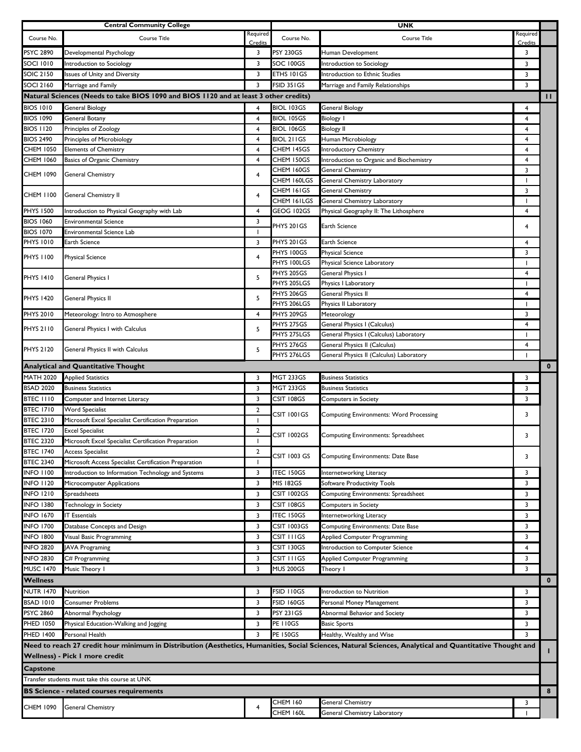| Central Community College | | | UNK | | | |
|---|---|---|---|---|---|---|
| Course No. | Course Title | Required Credits | Course No. | Course Title | Required Credits | |
| PSYC 2890 | Developmental Psychology | 3 | PSY 230GS | Human Development | 3 | |
| SOCI 1010 | Introduction to Sociology | 3 | SOC 100GS | Introduction to Sociology | 3 | |
| SOIC 2150 | Issues of Unity and Diversity | 3 | ETHS 101GS | Introduction to Ethnic Studies | 3 | |
| SOCI 2160 | Marriage and Family | 3 | FSID 351GS | Marriage and Family Relationships | 3 | |
| **Natural Sciences (Needs to take BIOS 1090 and BIOS 1120 and at least 3 other credits)** | | | | | | **11** |
| BIOS 1010 | General Biology | 4 | BIOL 103GS | General Biology | 4 | |
| BIOS 1090 | General Botany | 4 | BIOL 105GS | Biology I | 4 | |
| BIOS 1120 | Principles of Zoology | 4 | BIOL 106GS | Biology II | 4 | |
| BIOS 2490 | Principles of Microbiology | 4 | BIOL 211GS | Human Microbiology | 4 | |
| CHEM 1050 | Elements of Chemistry | 4 | CHEM 145GS | Introductory Chemistry | 4 | |
| CHEM 1060 | Basics of Organic Chemistry | 4 | CHEM 150GS | Introduction to Organic and Biochemistry | 4 | |
| CHEM 1090 | General Chemistry | 4 | CHEM 160GS | General Chemistry | 3 | |
| | | | CHEM 160LGS | General Chemistry Laboratory | 1 | |
| CHEM 1100 | General Chemistry II | 4 | CHEM 161GS | General Chemistry | 3 | |
| | | | CHEM 161LGS | General Chemistry Laboratory | 1 | |
| PHYS 1500 | Introduction to Physical Geography with Lab | 4 | GEOG 102GS | Physical Geography II: The Lithosphere | 4 | |
| BIOS 1060 | Environmental Science | 3 | PHYS 201GS | Earth Science | 4 | |
| BIOS 1070 | Environmental Science Lab | 1 | | | | |
| PHYS 1010 | Earth Science | 3 | PHYS 201GS | Earth Science | 4 | |
| PHYS 1100 | Physical Science | 4 | PHYS 100GS | Physical Science | 3 | |
| | | | PHYS 100LGS | Physical Science Laboratory | 1 | |
| PHYS 1410 | General Physics I | 5 | PHYS 205GS | General Physics I | 4 | |
| | | | PHYS 205LGS | Physics I Laboratory | 1 | |
| PHYS 1420 | General Physics II | 5 | PHYS 206GS | General Physics II | 4 | |
| | | | PHYS 206LGS | Physics II Laboratory | 1 | |
| PHYS 2010 | Meteorology: Intro to Atmosphere | 4 | PHYS 209GS | Meteorology | 3 | |
| PHYS 2110 | General Physics I with Calculus | 5 | PHYS 275GS | General Physics I (Calculus) | 4 | |
| | | | PHYS 275LGS | General Physics I (Calculus) Laboratory | 1 | |
| PHYS 2120 | General Physics II with Calculus | 5 | PHYS 276GS | General Physics II (Calculus) | 4 | |
| | | | PHYS 276LGS | General Physics II (Calculus) Laboratory | 1 | |
| **Analytical and Quantitative Thought** | | | | | | **0** |
| MATH 2020 | Applied Statistics | 3 | MGT 233GS | Business Statistics | 3 | |
| BSAD 2020 | Business Statistics | 3 | MGT 233GS | Business Statistics | 3 | |
| BTEC 1110 | Computer and Internet Literacy | 3 | CSIT 108GS | Computers in Society | 3 | |
| BTEC 1710 | Word Specialist | 2 | CSIT 1001GS | Computing Environments: Word Processing | 3 | |
| BTEC 2310 | Microsoft Excel Specialist Certification Preparation | 1 | | | | |
| BTEC 1720 | Excel Specialist | 2 | CSIT 1002GS | Computing Environments: Spreadsheet | 3 | |
| BTEC 2320 | Microsoft Excel Specialist Certification Preparation | 1 | | | | |
| BTEC 1740 | Access Specialist | 2 | CSIT 1003 GS | Computing Environments: Date Base | 3 | |
| BTEC 2340 | Microsoft Access Specialist Certification Preparation | 1 | | | | |
| INFO 1100 | Introduction to Information Technology and Systems | 3 | ITEC 150GS | Internetworking Literacy | 3 | |
| INFO 1120 | Microcomputer Applications | 3 | MIS 182GS | Software Productivity Tools | 3 | |
| INFO 1210 | Spreadsheets | 3 | CSIT 1002GS | Computing Environments: Spreadsheet | 3 | |
| INFO 1380 | Technology in Society | 3 | CSIT 108GS | Computers in Society | 3 | |
| INFO 1670 | IT Essentials | 3 | ITEC 150GS | Internetworking Literacy | 3 | |
| INFO 1700 | Database Concepts and Design | 3 | CSIT 1003GS | Computing Environments: Date Base | 3 | |
| INFO 1800 | Visual Basic Programming | 3 | CSIT 111GS | Applied Computer Programming | 3 | |
| INFO 2820 | JAVA Programing | 3 | CSIT 130GS | Introduction to Computer Science | 4 | |
| INFO 2830 | C# Programming | 3 | CSIT 111GS | Applied Computer Programming | 3 | |
| MUSC 1470 | Music Theory I | 3 | MUS 200GS | Theory I | 3 | |
| **Wellness** | | | | | | **0** |
| NUTR 1470 | Nutrition | 3 | FSID 110GS | Introduction to Nutrition | 3 | |
| BSAD 1010 | Consumer Problems | 3 | FSID 160GS | Personal Money Management | 3 | |
| PSYC 2860 | Abnormal Psychology | 3 | PSY 231GS | Abnormal Behavior and Society | 3 | |
| PHED 1050 | Physical Education-Walking and Jogging | 3 | PE 110GS | Basic Sports | 3 | |
| PHED 1400 | Personal Health | 3 | PE 150GS | Healthy, Wealthy and Wise | 3 | |
| **Need to reach 27 credit hour minimum in Distribution (Aesthetics, Humanities, Social Sciences, Natural Sciences, Analytical and Quantitative Thought and Wellness) - Pick 1 more credit** | | | | | | **1** |
| **Capstone** | | | | | | |
| Transfer students must take this course at UNK | | | | | | |
| **BS Science - related courses requirements** | | | | | | **8** |
| CHEM 1090 | General Chemistry | 4 | CHEM 160 | General Chemistry | 3 | |
| | | | CHEM 160L | General Chemistry Laboratory | 1 | |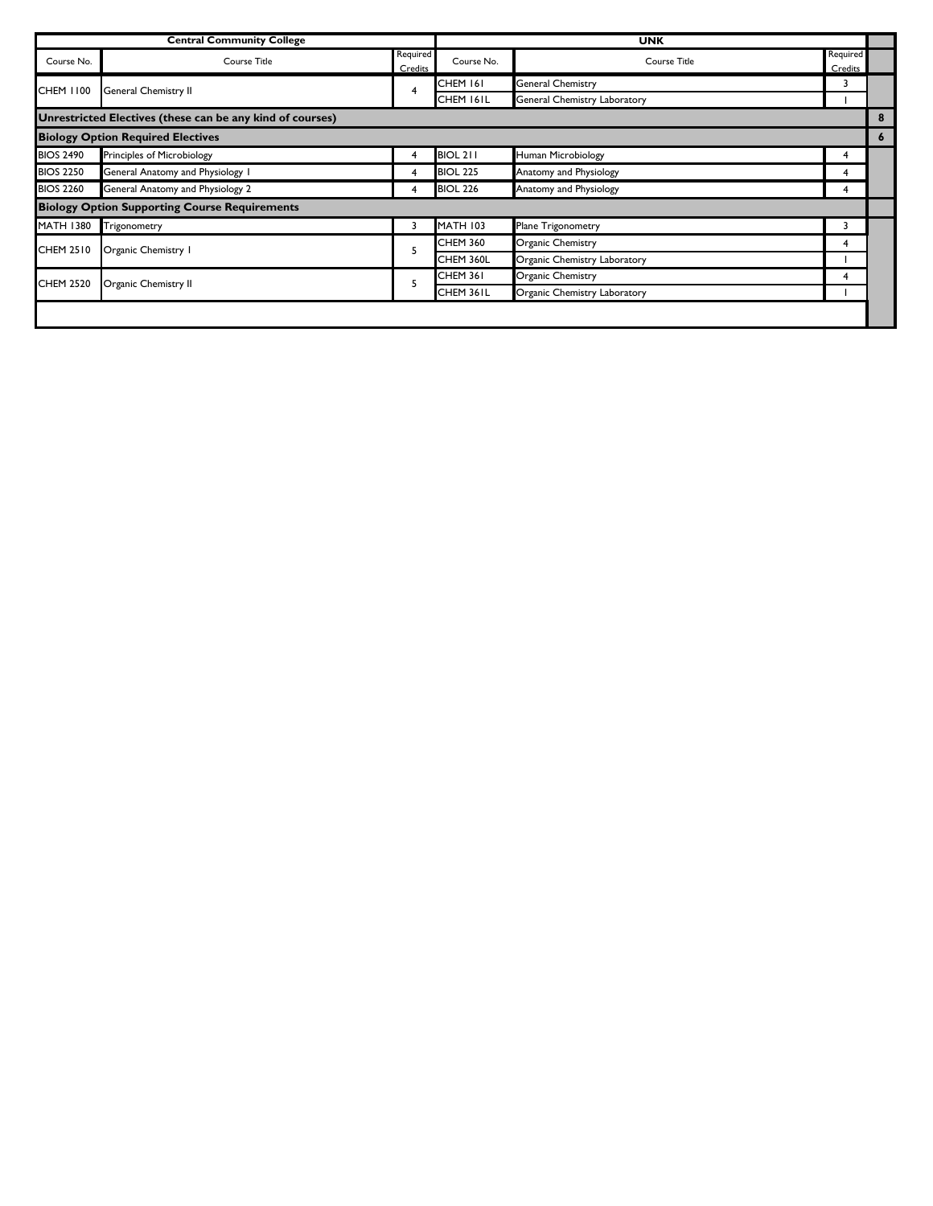| Central Community College | | | UNK | | | |
|---|---|---|---|---|---|---|
| Course No. | Course Title | Required Credits | Course No. | Course Title | Required Credits | |
| CHEM 1100 | General Chemistry II | 4 | CHEM 161 | General Chemistry | 3 | |
| | | | CHEM 161L | General Chemistry Laboratory | 1 | |
| **Unrestricted Electives (these can be any kind of courses)** | | | | | | **8** |
| **Biology Option Required Electives** | | | | | | **6** |
| BIOS 2490 | Principles of Microbiology | 4 | BIOL 211 | Human Microbiology | 4 | |
| BIOS 2250 | General Anatomy and Physiology 1 | 4 | BIOL 225 | Anatomy and Physiology | 4 | |
| BIOS 2260 | General Anatomy and Physiology 2 | 4 | BIOL 226 | Anatomy and Physiology | 4 | |
| **Biology Option Supporting Course Requirements** | | | | | | |
| MATH 1380 | Trigonometry | 3 | MATH 103 | Plane Trigonometry | 3 | |
| CHEM 2510 | Organic Chemistry I | 5 | CHEM 360 | Organic Chemistry | 4 | |
| | | | CHEM 360L | Organic Chemistry Laboratory | 1 | |
| CHEM 2520 | Organic Chemistry II | 5 | CHEM 361 | Organic Chemistry | 4 | |
| | | | CHEM 361L | Organic Chemistry Laboratory | 1 | |